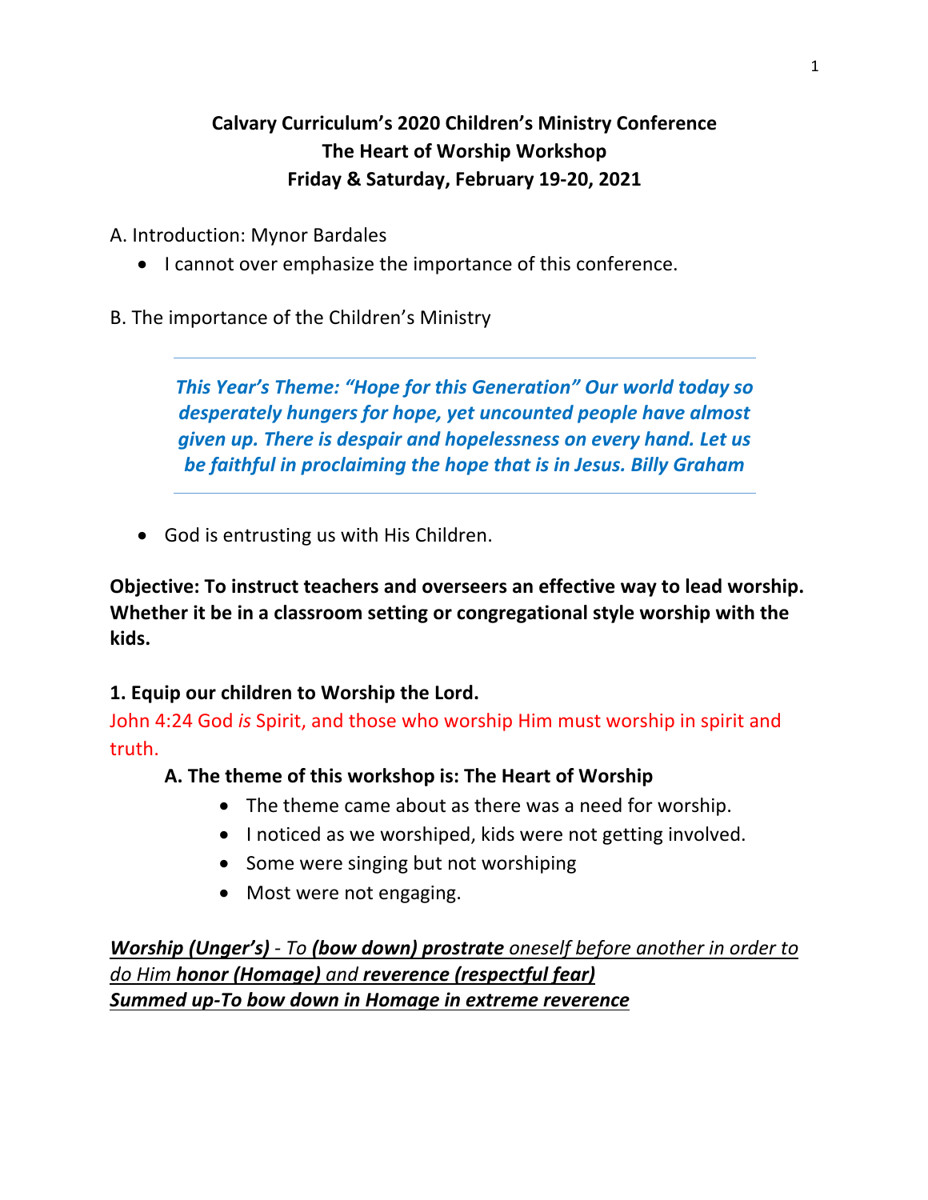**Calvary Curriculum's 2020 Children's Ministry Conference**
**The Heart of Worship Workshop**
**Friday & Saturday, February 19-20, 2021**

A. Introduction: Mynor Bardales

- I cannot over emphasize the importance of this conference.

B. The importance of the Children's Ministry

> ***This Year's Theme: "Hope for this Generation" Our world today so desperately hungers for hope, yet uncounted people have almost given up. There is despair and hopelessness on every hand. Let us be faithful in proclaiming the hope that is in Jesus. Billy Graham***

- God is entrusting us with His Children.

**Objective: To instruct teachers and overseers an effective way to lead worship. Whether it be in a classroom setting or congregational style worship with the kids.**

**1. Equip our children to Worship the Lord.**

John 4:24 God *is* Spirit, and those who worship Him must worship in spirit and truth.

**A. The theme of this workshop is: The Heart of Worship**

- The theme came about as there was a need for worship.
- I noticed as we worshiped, kids were not getting involved.
- Some were singing but not worshiping
- Most were not engaging.

***Worship (Unger's)*** *- To* ***(bow down) prostrate*** *oneself before another in order to do Him* ***honor (Homage)*** *and* ***reverence (respectful fear)***
***Summed up-To bow down in Homage in extreme reverence***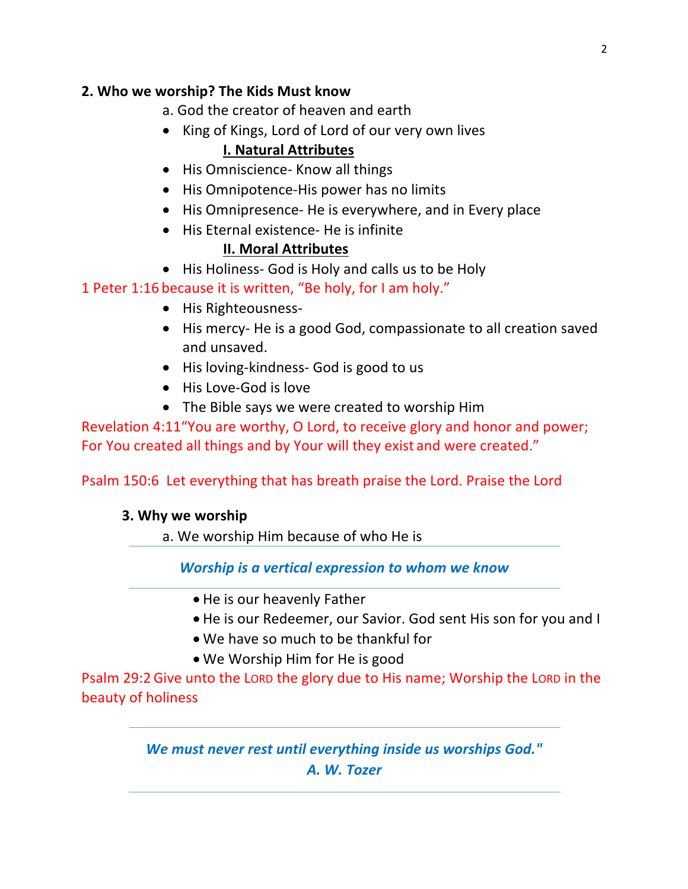**2. Who we worship? The Kids Must know**

a. God the creator of heaven and earth

- King of Kings, Lord of Lord of our very own lives

**I. Natural Attributes**

- His Omniscience- Know all things
- His Omnipotence-His power has no limits
- His Omnipresence- He is everywhere, and in Every place
- His Eternal existence- He is infinite

**II. Moral Attributes**

- His Holiness- God is Holy and calls us to be Holy

1 Peter 1:16 because it is written, "Be holy, for I am holy."

- His Righteousness-
- His mercy- He is a good God, compassionate to all creation saved and unsaved.
- His loving-kindness- God is good to us
- His Love-God is love
- The Bible says we were created to worship Him

Revelation 4:11"You are worthy, O Lord, to receive glory and honor and power; For You created all things and by Your will they exist and were created."

Psalm 150:6 Let everything that has breath praise the Lord. Praise the Lord

**3. Why we worship**

a. We worship Him because of who He is

---

***Worship is a vertical expression to whom we know***

---

- He is our heavenly Father
- He is our Redeemer, our Savior. God sent His son for you and I
- We have so much to be thankful for
- We Worship Him for He is good

Psalm 29:2 Give unto the LORD the glory due to His name; Worship the LORD in the beauty of holiness

---

***We must never rest until everything inside us worships God."***
***A. W. Tozer***

---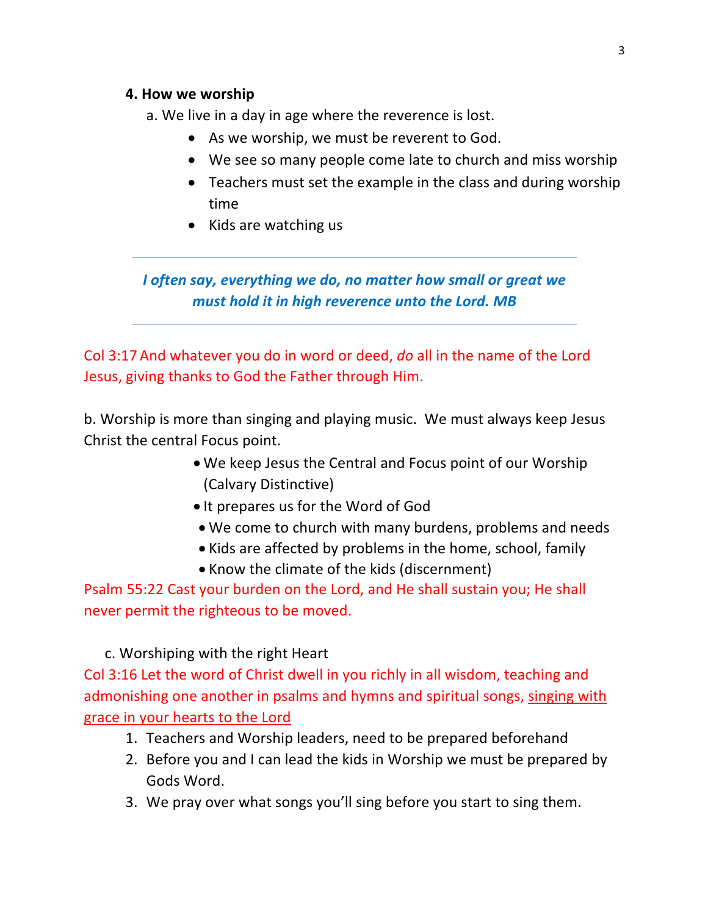**4. How we worship**

a. We live in a day in age where the reverence is lost.

- As we worship, we must be reverent to God.
- We see so many people come late to church and miss worship
- Teachers must set the example in the class and during worship time
- Kids are watching us

---

***I often say, everything we do, no matter how small or great we must hold it in high reverence unto the Lord. MB***

---

Col 3:17 And whatever you do in word or deed, *do* all in the name of the Lord Jesus, giving thanks to God the Father through Him.

b. Worship is more than singing and playing music. We must always keep Jesus Christ the central Focus point.

- We keep Jesus the Central and Focus point of our Worship (Calvary Distinctive)
- It prepares us for the Word of God
- We come to church with many burdens, problems and needs
- Kids are affected by problems in the home, school, family
- Know the climate of the kids (discernment)

Psalm 55:22 Cast your burden on the Lord, and He shall sustain you; He shall never permit the righteous to be moved.

c. Worshiping with the right Heart

Col 3:16 Let the word of Christ dwell in you richly in all wisdom, teaching and admonishing one another in psalms and hymns and spiritual songs, <u>singing with grace in your hearts to the Lord</u>

1. Teachers and Worship leaders, need to be prepared beforehand
2. Before you and I can lead the kids in Worship we must be prepared by Gods Word.
3. We pray over what songs you'll sing before you start to sing them.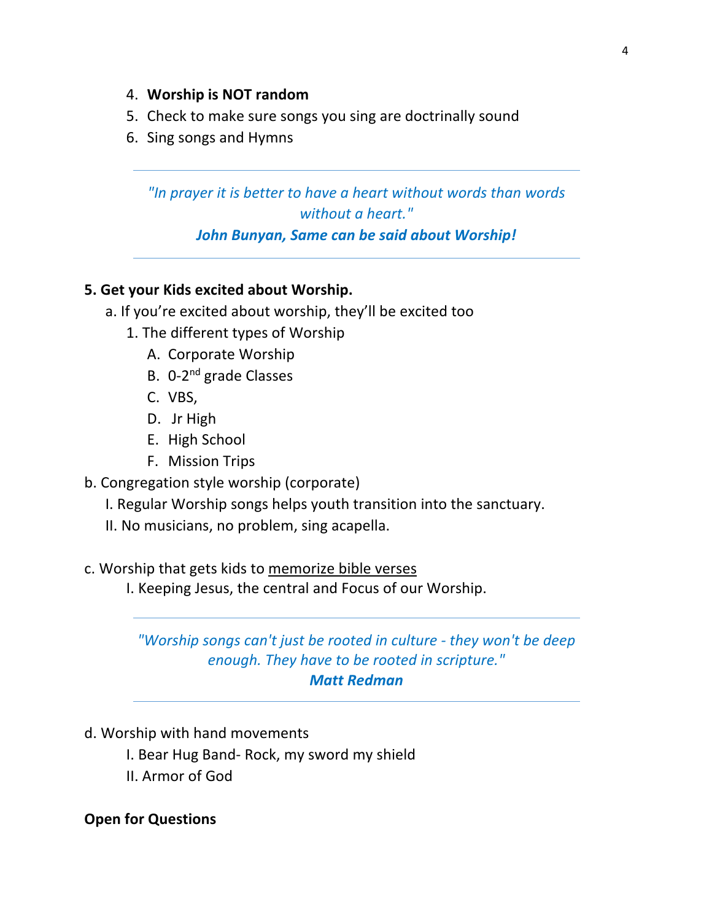4. **Worship is NOT random**
5. Check to make sure songs you sing are doctrinally sound
6. Sing songs and Hymns

---

*"In prayer it is better to have a heart without words than words without a heart."*
***John Bunyan, Same can be said about Worship!***

---

**5. Get your Kids excited about Worship.**

a. If you're excited about worship, they'll be excited too

1. The different types of Worship
   - A. Corporate Worship
   - B. 0-2nd grade Classes
   - C. VBS,
   - D. Jr High
   - E. High School
   - F. Mission Trips

b. Congregation style worship (corporate)

- I. Regular Worship songs helps youth transition into the sanctuary.
- II. No musicians, no problem, sing acapella.

c. Worship that gets kids to <u>memorize bible verses</u>

- I. Keeping Jesus, the central and Focus of our Worship.

---

*"Worship songs can't just be rooted in culture - they won't be deep enough. They have to be rooted in scripture."*
***Matt Redman***

---

d. Worship with hand movements

- I. Bear Hug Band- Rock, my sword my shield
- II. Armor of God

**Open for Questions**